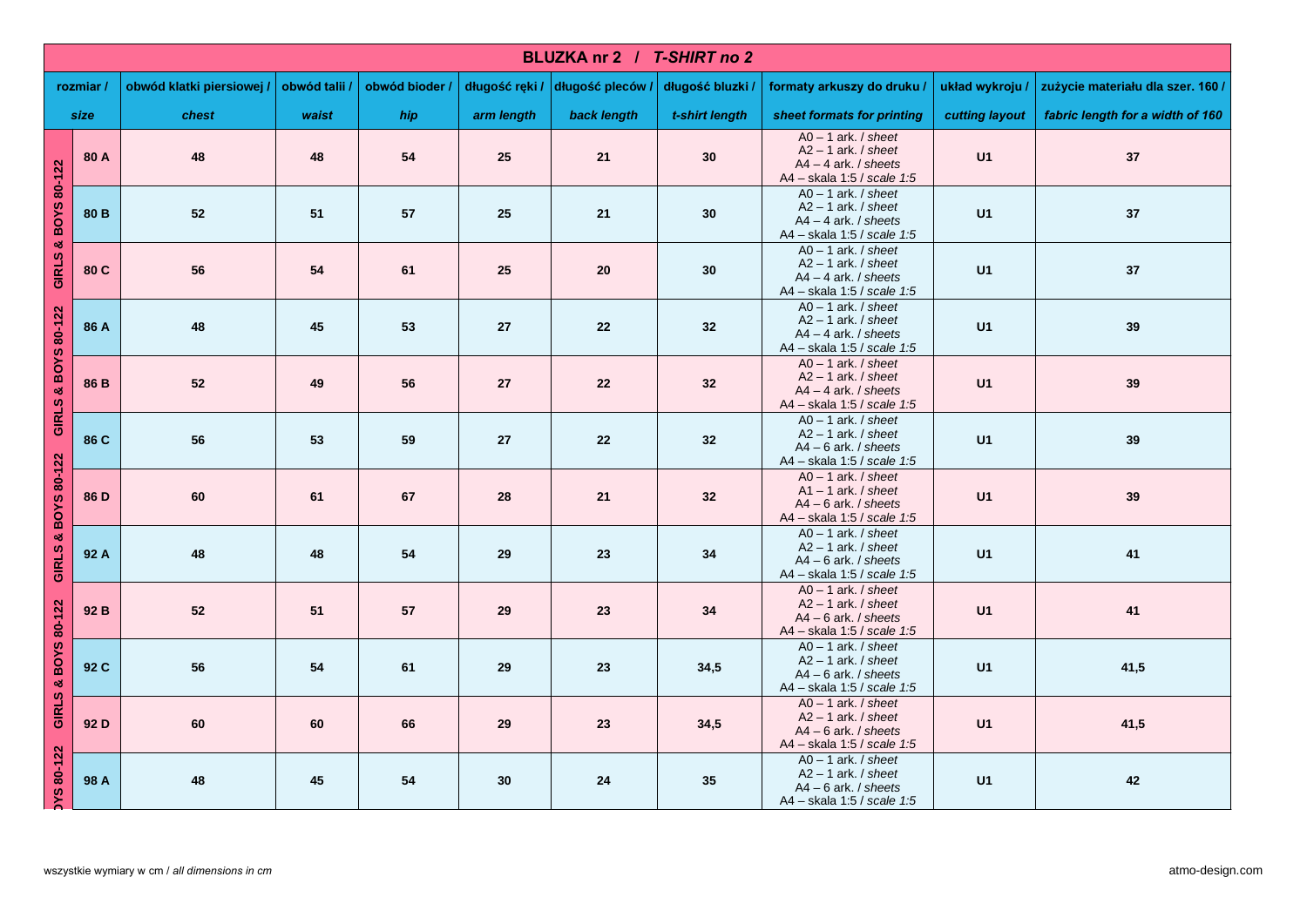## BLUZKA nr 2 / *T-SHIRT no 2*

| | rozmiar / *size* | obwód klatki piersiowej / *chest* | obwód talii / *waist* | obwód bioder / *hip* | długość ręki / *arm length* | długość pleców / *back length* | długość bluzki / *t-shirt length* | formaty arkuszy do druku / *sheet formats for printing* | układ wykroju / *cutting layout* | zużycie materiału dla szer. 160 / *fabric length for a width of 160* |
|---|---|---|---|---|---|---|---|---|---|---|
| GIRLS & BOYS 80-122 | 80 A | 48 | 48 | 54 | 25 | 21 | 30 | A0 – 1 ark. / *sheet*<br>A2 – 1 ark. / *sheet*<br>A4 – 4 ark. / *sheets*<br>A4 – skala 1:5 / *scale 1:5* | U1 | 37 |
| GIRLS & BOYS 80-122 | 80 B | 52 | 51 | 57 | 25 | 21 | 30 | A0 – 1 ark. / *sheet*<br>A2 – 1 ark. / *sheet*<br>A4 – 4 ark. / *sheets*<br>A4 – skala 1:5 / *scale 1:5* | U1 | 37 |
| GIRLS & BOYS 80-122 | 80 C | 56 | 54 | 61 | 25 | 20 | 30 | A0 – 1 ark. / *sheet*<br>A2 – 1 ark. / *sheet*<br>A4 – 4 ark. / *sheets*<br>A4 – skala 1:5 / *scale 1:5* | U1 | 37 |
| GIRLS & BOYS 80-122 | 86 A | 48 | 45 | 53 | 27 | 22 | 32 | A0 – 1 ark. / *sheet*<br>A2 – 1 ark. / *sheet*<br>A4 – 4 ark. / *sheets*<br>A4 – skala 1:5 / *scale 1:5* | U1 | 39 |
| GIRLS & BOYS 80-122 | 86 B | 52 | 49 | 56 | 27 | 22 | 32 | A0 – 1 ark. / *sheet*<br>A2 – 1 ark. / *sheet*<br>A4 – 4 ark. / *sheets*<br>A4 – skala 1:5 / *scale 1:5* | U1 | 39 |
| GIRLS & BOYS 80-122 | 86 C | 56 | 53 | 59 | 27 | 22 | 32 | A0 – 1 ark. / *sheet*<br>A2 – 1 ark. / *sheet*<br>A4 – 6 ark. / *sheets*<br>A4 – skala 1:5 / *scale 1:5* | U1 | 39 |
| GIRLS & BOYS 80-122 | 86 D | 60 | 61 | 67 | 28 | 21 | 32 | A0 – 1 ark. / *sheet*<br>A1 – 1 ark. / *sheet*<br>A4 – 6 ark. / *sheets*<br>A4 – skala 1:5 / *scale 1:5* | U1 | 39 |
| GIRLS & BOYS 80-122 | 92 A | 48 | 48 | 54 | 29 | 23 | 34 | A0 – 1 ark. / *sheet*<br>A2 – 1 ark. / *sheet*<br>A4 – 6 ark. / *sheets*<br>A4 – skala 1:5 / *scale 1:5* | U1 | 41 |
| GIRLS & BOYS 80-122 | 92 B | 52 | 51 | 57 | 29 | 23 | 34 | A0 – 1 ark. / *sheet*<br>A2 – 1 ark. / *sheet*<br>A4 – 6 ark. / *sheets*<br>A4 – skala 1:5 / *scale 1:5* | U1 | 41 |
| GIRLS & BOYS 80-122 | 92 C | 56 | 54 | 61 | 29 | 23 | 34,5 | A0 – 1 ark. / *sheet*<br>A2 – 1 ark. / *sheet*<br>A4 – 6 ark. / *sheets*<br>A4 – skala 1:5 / *scale 1:5* | U1 | 41,5 |
| GIRLS & BOYS 80-122 | 92 D | 60 | 60 | 66 | 29 | 23 | 34,5 | A0 – 1 ark. / *sheet*<br>A2 – 1 ark. / *sheet*<br>A4 – 6 ark. / *sheets*<br>A4 – skala 1:5 / *scale 1:5* | U1 | 41,5 |
| GIRLS & BOYS 80-122 | 98 A | 48 | 45 | 54 | 30 | 24 | 35 | A0 – 1 ark. / *sheet*<br>A2 – 1 ark. / *sheet*<br>A4 – 6 ark. / *sheets*<br>A4 – skala 1:5 / *scale 1:5* | U1 | 42 |

wszystkie wymiary w cm / *all dimensions in cm*

atmo-design.com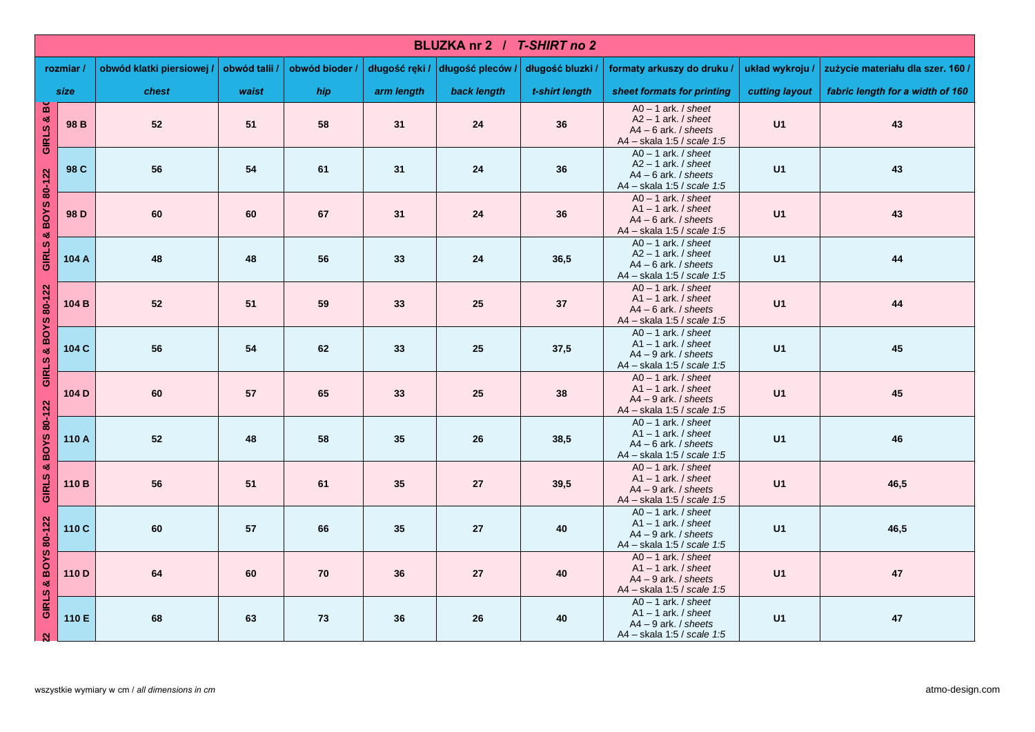| BLUZKA nr 2 / *T-SHIRT no 2* | | | | | | | | | |
|---|---|---|---|---|---|---|---|---|---|
| rozmiar / *size* | obwód klatki piersiowej / *chest* | obwód talii / *waist* | obwód bioder / *hip* | długość ręki / *arm length* | długość pleców / *back length* | długość bluzki / *t-shirt length* | formaty arkuszy do druku / *sheet formats for printing* | układ wykroju / *cutting layout* | zużycie materiału dla szer. 160 / *fabric length for a width of 160* |
| **98 B** | **52** | **51** | **58** | **31** | **24** | **36** | A0 – 1 ark. / *sheet* A2 – 1 ark. / *sheet* A4 – 6 ark. / *sheets* A4 – skala 1:5 / *scale 1:5* | **U1** | **43** |
| **98 C** | **56** | **54** | **61** | **31** | **24** | **36** | A0 – 1 ark. / *sheet* A2 – 1 ark. / *sheet* A4 – 6 ark. / *sheets* A4 – skala 1:5 / *scale 1:5* | **U1** | **43** |
| **98 D** | **60** | **60** | **67** | **31** | **24** | **36** | A0 – 1 ark. / *sheet* A1 – 1 ark. / *sheet* A4 – 6 ark. / *sheets* A4 – skala 1:5 / *scale 1:5* | **U1** | **43** |
| **104 A** | **48** | **48** | **56** | **33** | **24** | **36,5** | A0 – 1 ark. / *sheet* A2 – 1 ark. / *sheet* A4 – 6 ark. / *sheets* A4 – skala 1:5 / *scale 1:5* | **U1** | **44** |
| **104 B** | **52** | **51** | **59** | **33** | **25** | **37** | A0 – 1 ark. / *sheet* A1 – 1 ark. / *sheet* A4 – 6 ark. / *sheets* A4 – skala 1:5 / *scale 1:5* | **U1** | **44** |
| **104 C** | **56** | **54** | **62** | **33** | **25** | **37,5** | A0 – 1 ark. / *sheet* A1 – 1 ark. / *sheet* A4 – 9 ark. / *sheets* A4 – skala 1:5 / *scale 1:5* | **U1** | **45** |
| **104 D** | **60** | **57** | **65** | **33** | **25** | **38** | A0 – 1 ark. / *sheet* A1 – 1 ark. / *sheet* A4 – 9 ark. / *sheets* A4 – skala 1:5 / *scale 1:5* | **U1** | **45** |
| **110 A** | **52** | **48** | **58** | **35** | **26** | **38,5** | A0 – 1 ark. / *sheet* A1 – 1 ark. / *sheet* A4 – 6 ark. / *sheets* A4 – skala 1:5 / *scale 1:5* | **U1** | **46** |
| **110 B** | **56** | **51** | **61** | **35** | **27** | **39,5** | A0 – 1 ark. / *sheet* A1 – 1 ark. / *sheet* A4 – 9 ark. / *sheets* A4 – skala 1:5 / *scale 1:5* | **U1** | **46,5** |
| **110 C** | **60** | **57** | **66** | **35** | **27** | **40** | A0 – 1 ark. / *sheet* A1 – 1 ark. / *sheet* A4 – 9 ark. / *sheets* A4 – skala 1:5 / *scale 1:5* | **U1** | **46,5** |
| **110 D** | **64** | **60** | **70** | **36** | **27** | **40** | A0 – 1 ark. / *sheet* A1 – 1 ark. / *sheet* A4 – 9 ark. / *sheets* A4 – skala 1:5 / *scale 1:5* | **U1** | **47** |
| **110 E** | **68** | **63** | **73** | **36** | **26** | **40** | A0 – 1 ark. / *sheet* A1 – 1 ark. / *sheet* A4 – 9 ark. / *sheets* A4 – skala 1:5 / *scale 1:5* | **U1** | **47** |

GIRLS & BOYS 80-122

wszystkie wymiary w cm / *all dimensions in cm*

atmo-design.com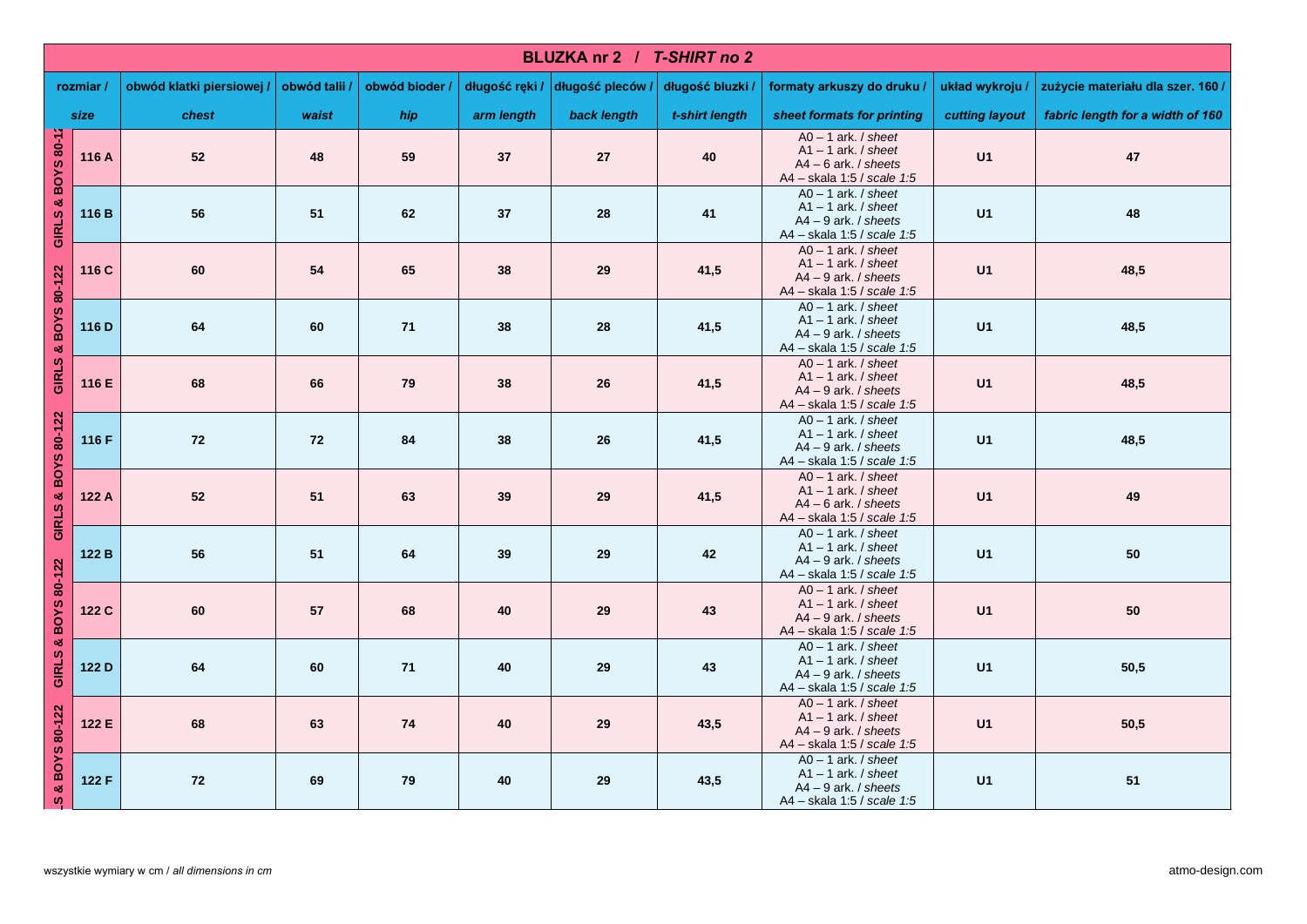# BLUZKA nr 2 / *T-SHIRT no 2*

| rozmiar / *size* | obwód klatki piersiowej / *chest* | obwód talii / *waist* | obwód bioder / *hip* | długość ręki / *arm length* | długość pleców / *back length* | długość bluzki / *t-shirt length* | formaty arkuszy do druku / *sheet formats for printing* | układ wykroju / *cutting layout* | zużycie materiału dla szer. 160 / *fabric length for a width of 160* |
|---|---|---|---|---|---|---|---|---|---|
| 116 A | 52 | 48 | 59 | 37 | 27 | 40 | A0 – 1 ark. / *sheet* A1 – 1 ark. / *sheet* A4 – 6 ark. / *sheets* A4 – skala 1:5 / *scale 1:5* | U1 | 47 |
| 116 B | 56 | 51 | 62 | 37 | 28 | 41 | A0 – 1 ark. / *sheet* A1 – 1 ark. / *sheet* A4 – 9 ark. / *sheets* A4 – skala 1:5 / *scale 1:5* | U1 | 48 |
| 116 C | 60 | 54 | 65 | 38 | 29 | 41,5 | A0 – 1 ark. / *sheet* A1 – 1 ark. / *sheet* A4 – 9 ark. / *sheets* A4 – skala 1:5 / *scale 1:5* | U1 | 48,5 |
| 116 D | 64 | 60 | 71 | 38 | 28 | 41,5 | A0 – 1 ark. / *sheet* A1 – 1 ark. / *sheet* A4 – 9 ark. / *sheets* A4 – skala 1:5 / *scale 1:5* | U1 | 48,5 |
| 116 E | 68 | 66 | 79 | 38 | 26 | 41,5 | A0 – 1 ark. / *sheet* A1 – 1 ark. / *sheet* A4 – 9 ark. / *sheets* A4 – skala 1:5 / *scale 1:5* | U1 | 48,5 |
| 116 F | 72 | 72 | 84 | 38 | 26 | 41,5 | A0 – 1 ark. / *sheet* A1 – 1 ark. / *sheet* A4 – 9 ark. / *sheets* A4 – skala 1:5 / *scale 1:5* | U1 | 48,5 |
| 122 A | 52 | 51 | 63 | 39 | 29 | 41,5 | A0 – 1 ark. / *sheet* A1 – 1 ark. / *sheet* A4 – 6 ark. / *sheets* A4 – skala 1:5 / *scale 1:5* | U1 | 49 |
| 122 B | 56 | 51 | 64 | 39 | 29 | 42 | A0 – 1 ark. / *sheet* A1 – 1 ark. / *sheet* A4 – 9 ark. / *sheets* A4 – skala 1:5 / *scale 1:5* | U1 | 50 |
| 122 C | 60 | 57 | 68 | 40 | 29 | 43 | A0 – 1 ark. / *sheet* A1 – 1 ark. / *sheet* A4 – 9 ark. / *sheets* A4 – skala 1:5 / *scale 1:5* | U1 | 50 |
| 122 D | 64 | 60 | 71 | 40 | 29 | 43 | A0 – 1 ark. / *sheet* A1 – 1 ark. / *sheet* A4 – 9 ark. / *sheets* A4 – skala 1:5 / *scale 1:5* | U1 | 50,5 |
| 122 E | 68 | 63 | 74 | 40 | 29 | 43,5 | A0 – 1 ark. / *sheet* A1 – 1 ark. / *sheet* A4 – 9 ark. / *sheets* A4 – skala 1:5 / *scale 1:5* | U1 | 50,5 |
| 122 F | 72 | 69 | 79 | 40 | 29 | 43,5 | A0 – 1 ark. / *sheet* A1 – 1 ark. / *sheet* A4 – 9 ark. / *sheets* A4 – skala 1:5 / *scale 1:5* | U1 | 51 |

wszystkie wymiary w cm / *all dimensions in cm*

atmo-design.com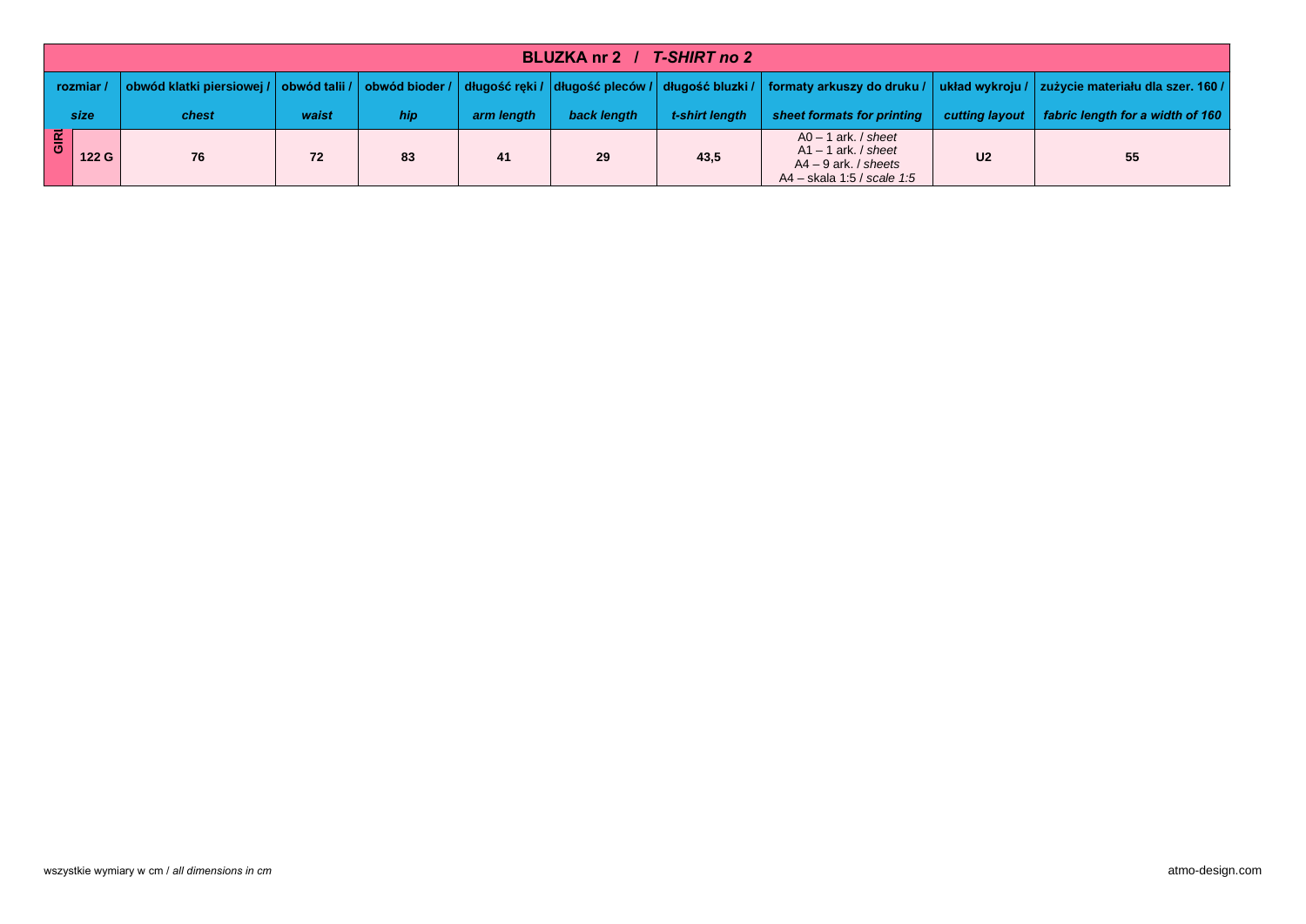| BLUZKA nr 2 / *T-SHIRT no 2* | | | | | | | | | | | |
|---|---|---|---|---|---|---|---|---|---|---|---|
| rozmiar / *size* | | obwód klatki piersiowej / *chest* | obwód talii / *waist* | obwód bioder / *hip* | długość ręki / *arm length* | długość pleców / *back length* | długość bluzki / *t-shirt length* | formaty arkuszy do druku / *sheet formats for printing* | układ wykroju / *cutting layout* | zużycie materiału dla szer. 160 / *fabric length for a width of 160* |
| GIRL | 122 G | 76 | 72 | 83 | 41 | 29 | 43,5 | A0 – 1 ark. / *sheet*<br>A1 – 1 ark. / *sheet*<br>A4 – 9 ark. / *sheets*<br>A4 – skala 1:5 / *scale 1:5* | U2 | 55 |

wszystkie wymiary w cm / *all dimensions in cm*

atmo-design.com